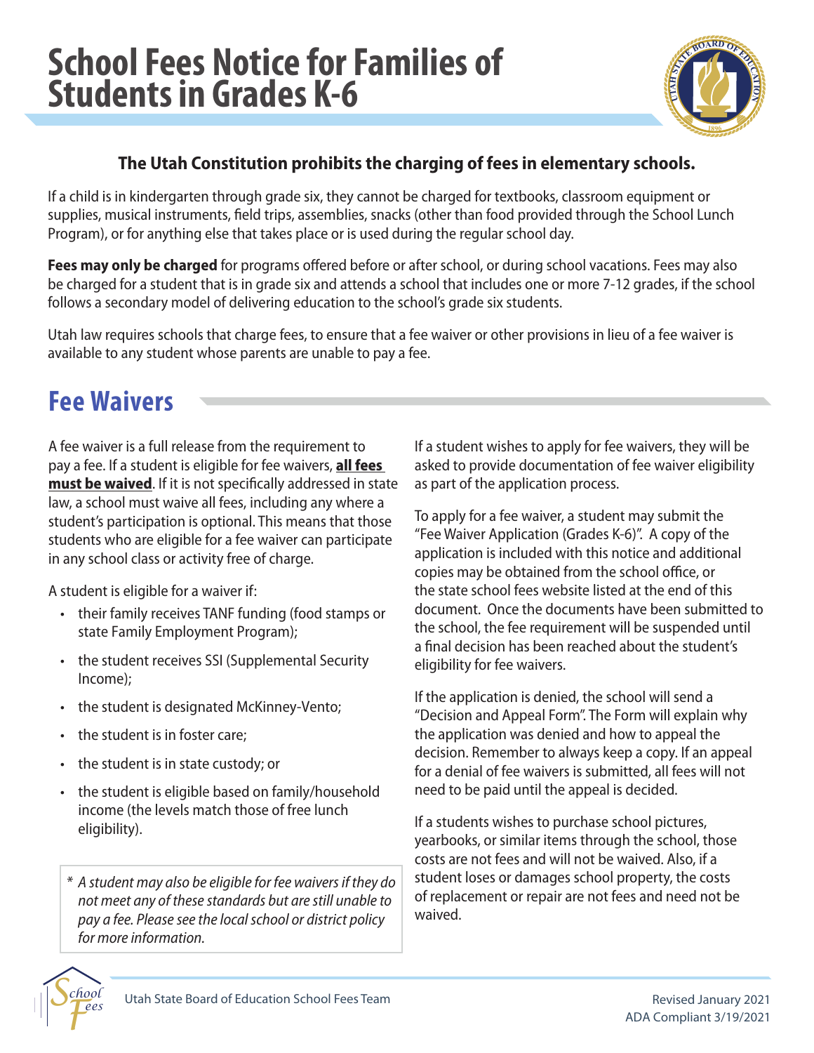# School Fees Notice for Families of Students in Grades K-6

**The Utah Constitution prohibits the charging of fees in elementary schools.**

If a child is in kindergarten through grade six, they cannot be charged for textbooks, classroom equipment or supplies, musical instruments, field trips, assemblies, snacks (other than food provided through the School Lunch Program), or for anything else that takes place or is used during the regular school day.

**Fees may only be charged** for programs offered before or after school, or during school vacations. Fees may also be charged for a student that is in grade six and attends a school that includes one or more 7-12 grades, if the school follows a secondary model of delivering education to the school's grade six students.

Utah law requires schools that charge fees, to ensure that a fee waiver or other provisions in lieu of a fee waiver is available to any student whose parents are unable to pay a fee.

## Fee Waivers

A fee waiver is a full release from the requirement to pay a fee. If a student is eligible for fee waivers, **all fees must be waived**. If it is not specifically addressed in state law, a school must waive all fees, including any where a student's participation is optional. This means that those students who are eligible for a fee waiver can participate in any school class or activity free of charge.

A student is eligible for a waiver if:

- their family receives TANF funding (food stamps or state Family Employment Program);
- the student receives SSI (Supplemental Security Income);
- the student is designated McKinney-Vento;
- the student is in foster care;
- the student is in state custody; or
- the student is eligible based on family/household income (the levels match those of free lunch eligibility).

*\* A student may also be eligible for fee waivers if they do not meet any of these standards but are still unable to pay a fee. Please see the local school or district policy for more information.*

If a student wishes to apply for fee waivers, they will be asked to provide documentation of fee waiver eligibility as part of the application process.

To apply for a fee waiver, a student may submit the "Fee Waiver Application (Grades K-6)". A copy of the application is included with this notice and additional copies may be obtained from the school office, or the state school fees website listed at the end of this document. Once the documents have been submitted to the school, the fee requirement will be suspended until a final decision has been reached about the student's eligibility for fee waivers.

If the application is denied, the school will send a "Decision and Appeal Form". The Form will explain why the application was denied and how to appeal the decision. Remember to always keep a copy. If an appeal for a denial of fee waivers is submitted, all fees will not need to be paid until the appeal is decided.

If a students wishes to purchase school pictures, yearbooks, or similar items through the school, those costs are not fees and will not be waived. Also, if a student loses or damages school property, the costs of replacement or repair are not fees and need not be waived.

Utah State Board of Education School Fees Team

Revised January 2021
ADA Compliant 3/19/2021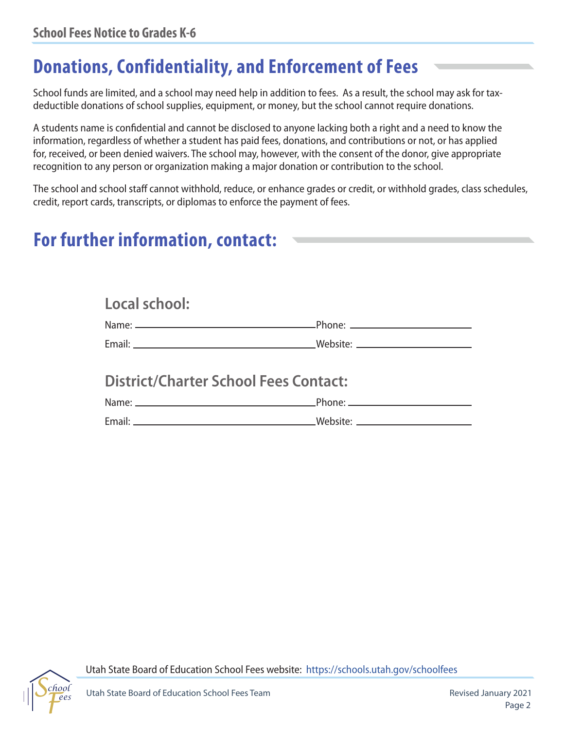## Donations, Confidentiality, and Enforcement of Fees

School funds are limited, and a school may need help in addition to fees. As a result, the school may ask for tax-deductible donations of school supplies, equipment, or money, but the school cannot require donations.

A students name is confidential and cannot be disclosed to anyone lacking both a right and a need to know the information, regardless of whether a student has paid fees, donations, and contributions or not, or has applied for, received, or been denied waivers. The school may, however, with the consent of the donor, give appropriate recognition to any person or organization making a major donation or contribution to the school.

The school and school staff cannot withhold, reduce, or enhance grades or credit, or withhold grades, class schedules, credit, report cards, transcripts, or diplomas to enforce the payment of fees.

## For further information, contact:

### Local school:

Name: ______________________ Phone: ______________________

Email: ______________________ Website: ______________________

### District/Charter School Fees Contact:

Name: ______________________ Phone: ______________________

Email: ______________________ Website: ______________________

Utah State Board of Education School Fees website: https://schools.utah.gov/schoolfees

Utah State Board of Education School Fees Team

Revised January 2021